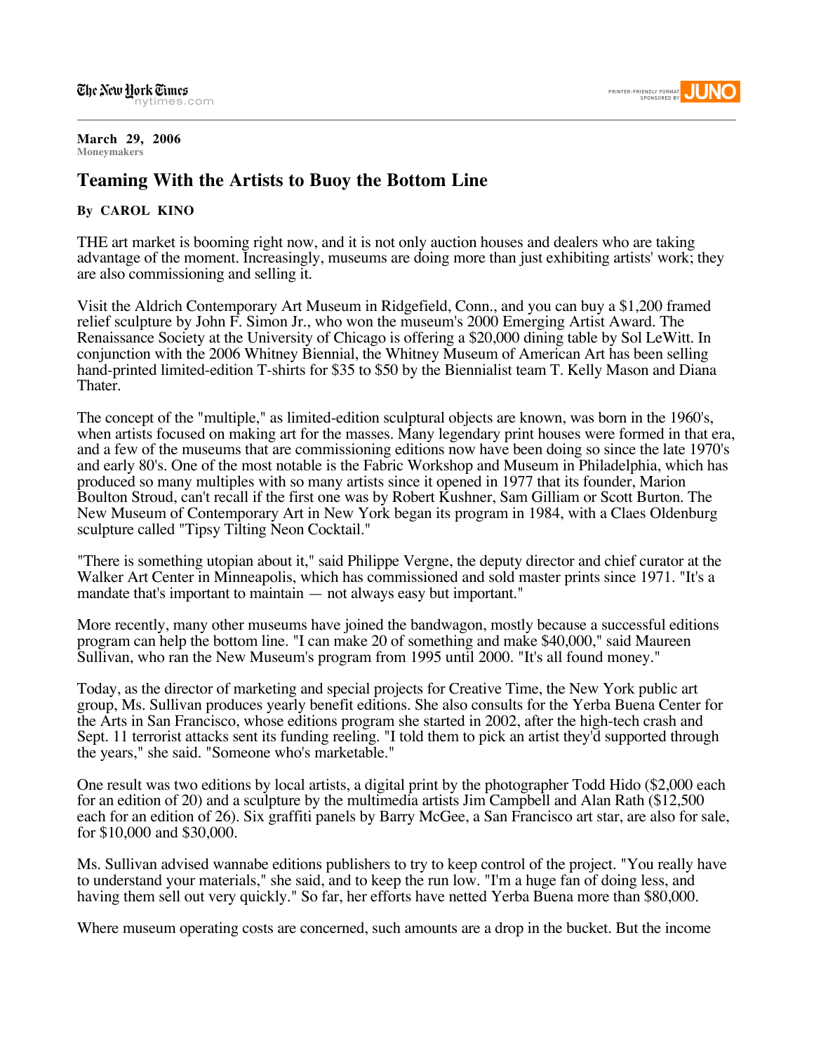March 29, 2006
Moneymakers

# Teaming With the Artists to Buoy the Bottom Line

**By CAROL KINO**

THE art market is booming right now, and it is not only auction houses and dealers who are taking advantage of the moment. Increasingly, museums are doing more than just exhibiting artists' work; they are also commissioning and selling it.

Visit the Aldrich Contemporary Art Museum in Ridgefield, Conn., and you can buy a $1,200 framed relief sculpture by John F. Simon Jr., who won the museum's 2000 Emerging Artist Award. The Renaissance Society at the University of Chicago is offering a $20,000 dining table by Sol LeWitt. In conjunction with the 2006 Whitney Biennial, the Whitney Museum of American Art has been selling hand-printed limited-edition T-shirts for $35 to $50 by the Biennialist team T. Kelly Mason and Diana Thater.

The concept of the "multiple," as limited-edition sculptural objects are known, was born in the 1960's, when artists focused on making art for the masses. Many legendary print houses were formed in that era, and a few of the museums that are commissioning editions now have been doing so since the late 1970's and early 80's. One of the most notable is the Fabric Workshop and Museum in Philadelphia, which has produced so many multiples with so many artists since it opened in 1977 that its founder, Marion Boulton Stroud, can't recall if the first one was by Robert Kushner, Sam Gilliam or Scott Burton. The New Museum of Contemporary Art in New York began its program in 1984, with a Claes Oldenburg sculpture called "Tipsy Tilting Neon Cocktail."

"There is something utopian about it," said Philippe Vergne, the deputy director and chief curator at the Walker Art Center in Minneapolis, which has commissioned and sold master prints since 1971. "It's a mandate that's important to maintain — not always easy but important."

More recently, many other museums have joined the bandwagon, mostly because a successful editions program can help the bottom line. "I can make 20 of something and make $40,000," said Maureen Sullivan, who ran the New Museum's program from 1995 until 2000. "It's all found money."

Today, as the director of marketing and special projects for Creative Time, the New York public art group, Ms. Sullivan produces yearly benefit editions. She also consults for the Yerba Buena Center for the Arts in San Francisco, whose editions program she started in 2002, after the high-tech crash and Sept. 11 terrorist attacks sent its funding reeling. "I told them to pick an artist they'd supported through the years," she said. "Someone who's marketable."

One result was two editions by local artists, a digital print by the photographer Todd Hido ($2,000 each for an edition of 20) and a sculpture by the multimedia artists Jim Campbell and Alan Rath ($12,500 each for an edition of 26). Six graffiti panels by Barry McGee, a San Francisco art star, are also for sale, for $10,000 and $30,000.

Ms. Sullivan advised wannabe editions publishers to try to keep control of the project. "You really have to understand your materials," she said, and to keep the run low. "I'm a huge fan of doing less, and having them sell out very quickly." So far, her efforts have netted Yerba Buena more than $80,000.

Where museum operating costs are concerned, such amounts are a drop in the bucket. But the income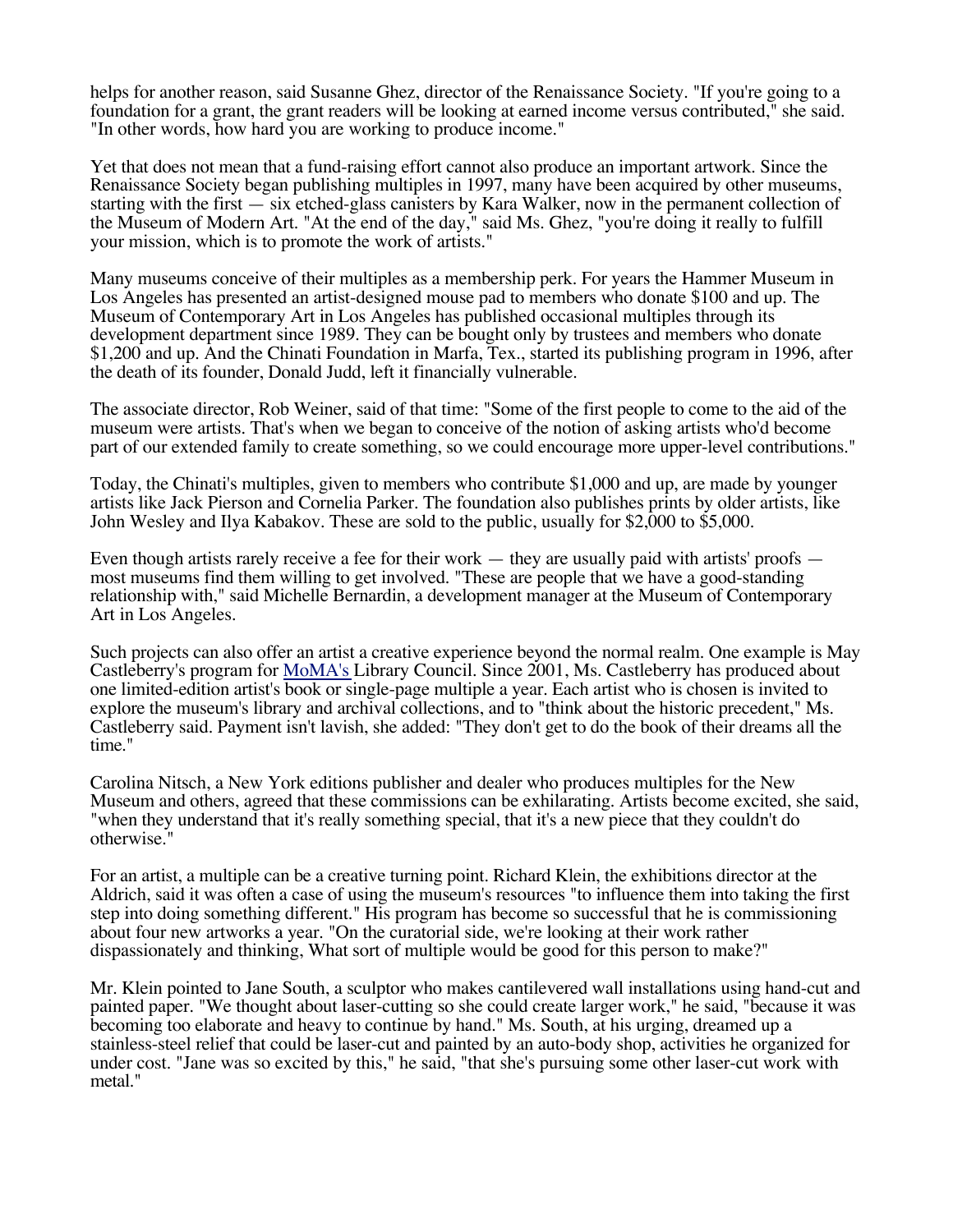helps for another reason, said Susanne Ghez, director of the Renaissance Society. "If you're going to a foundation for a grant, the grant readers will be looking at earned income versus contributed," she said. "In other words, how hard you are working to produce income."

Yet that does not mean that a fund-raising effort cannot also produce an important artwork. Since the Renaissance Society began publishing multiples in 1997, many have been acquired by other museums, starting with the first — six etched-glass canisters by Kara Walker, now in the permanent collection of the Museum of Modern Art. "At the end of the day," said Ms. Ghez, "you're doing it really to fulfill your mission, which is to promote the work of artists."

Many museums conceive of their multiples as a membership perk. For years the Hammer Museum in Los Angeles has presented an artist-designed mouse pad to members who donate $100 and up. The Museum of Contemporary Art in Los Angeles has published occasional multiples through its development department since 1989. They can be bought only by trustees and members who donate $1,200 and up. And the Chinati Foundation in Marfa, Tex., started its publishing program in 1996, after the death of its founder, Donald Judd, left it financially vulnerable.

The associate director, Rob Weiner, said of that time: "Some of the first people to come to the aid of the museum were artists. That's when we began to conceive of the notion of asking artists who'd become part of our extended family to create something, so we could encourage more upper-level contributions."

Today, the Chinati's multiples, given to members who contribute $1,000 and up, are made by younger artists like Jack Pierson and Cornelia Parker. The foundation also publishes prints by older artists, like John Wesley and Ilya Kabakov. These are sold to the public, usually for $2,000 to $5,000.

Even though artists rarely receive a fee for their work — they are usually paid with artists' proofs — most museums find them willing to get involved. "These are people that we have a good-standing relationship with," said Michelle Bernardin, a development manager at the Museum of Contemporary Art in Los Angeles.

Such projects can also offer an artist a creative experience beyond the normal realm. One example is May Castleberry's program for MoMA's Library Council. Since 2001, Ms. Castleberry has produced about one limited-edition artist's book or single-page multiple a year. Each artist who is chosen is invited to explore the museum's library and archival collections, and to "think about the historic precedent," Ms. Castleberry said. Payment isn't lavish, she added: "They don't get to do the book of their dreams all the time."

Carolina Nitsch, a New York editions publisher and dealer who produces multiples for the New Museum and others, agreed that these commissions can be exhilarating. Artists become excited, she said, "when they understand that it's really something special, that it's a new piece that they couldn't do otherwise."

For an artist, a multiple can be a creative turning point. Richard Klein, the exhibitions director at the Aldrich, said it was often a case of using the museum's resources "to influence them into taking the first step into doing something different." His program has become so successful that he is commissioning about four new artworks a year. "On the curatorial side, we're looking at their work rather dispassionately and thinking, What sort of multiple would be good for this person to make?"

Mr. Klein pointed to Jane South, a sculptor who makes cantilevered wall installations using hand-cut and painted paper. "We thought about laser-cutting so she could create larger work," he said, "because it was becoming too elaborate and heavy to continue by hand." Ms. South, at his urging, dreamed up a stainless-steel relief that could be laser-cut and painted by an auto-body shop, activities he organized for under cost. "Jane was so excited by this," he said, "that she's pursuing some other laser-cut work with metal."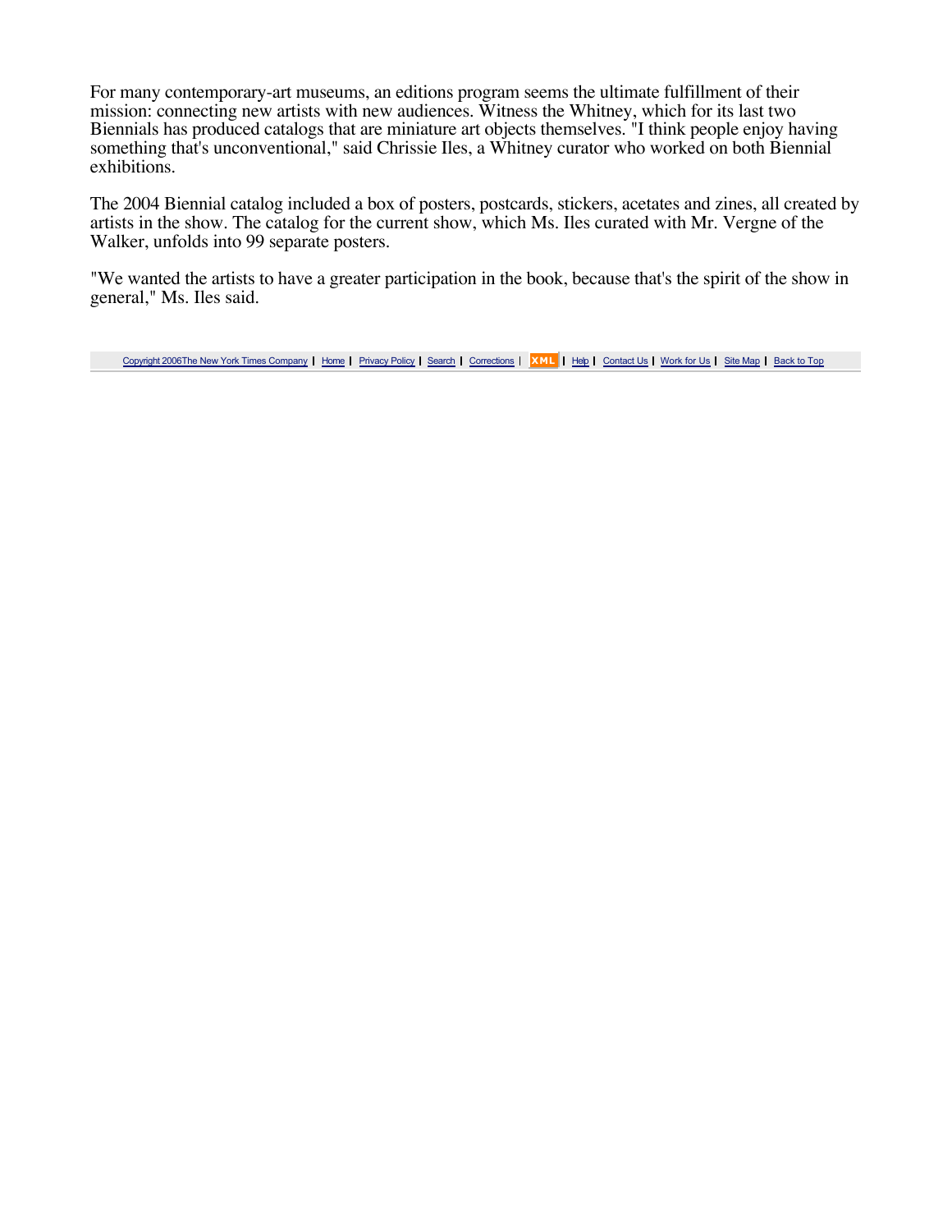For many contemporary-art museums, an editions program seems the ultimate fulfillment of their mission: connecting new artists with new audiences. Witness the Whitney, which for its last two Biennials has produced catalogs that are miniature art objects themselves. "I think people enjoy having something that's unconventional," said Chrissie Iles, a Whitney curator who worked on both Biennial exhibitions.

The 2004 Biennial catalog included a box of posters, postcards, stickers, acetates and zines, all created by artists in the show. The catalog for the current show, which Ms. Iles curated with Mr. Vergne of the Walker, unfolds into 99 separate posters.

"We wanted the artists to have a greater participation in the book, because that's the spirit of the show in general," Ms. Iles said.